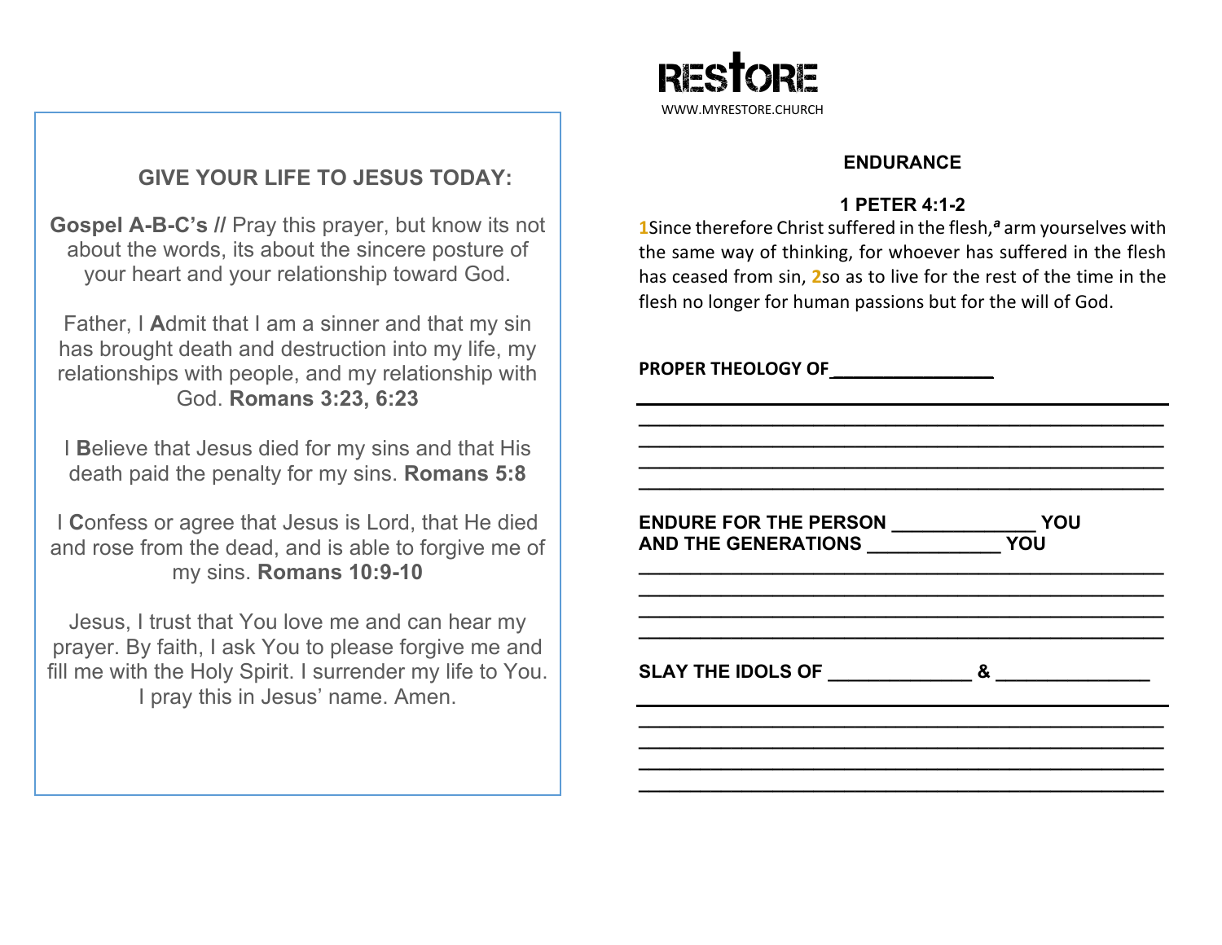## GIVE YOUR LIFE TO JESUS TODAY:

**Gospel A-B-C's //** Pray this prayer, but know its not about the words, its about the sincere posture of your heart and your relationship toward God.

Father, I **A**dmit that I am a sinner and that my sin has brought death and destruction into my life, my relationships with people, and my relationship with God. **Romans 3:23, 6:23**

I **B**elieve that Jesus died for my sins and that His death paid the penalty for my sins. **Romans 5:8**

I **C**onfess or agree that Jesus is Lord, that He died and rose from the dead, and is able to forgive me of my sins. **Romans 10:9-10**

Jesus, I trust that You love me and can hear my prayer. By faith, I ask You to please forgive me and fill me with the Holy Spirit. I surrender my life to You. I pray this in Jesus' name. Amen.

RESTORE

WWW.MYRESTORE.CHURCH

## ENDURANCE

### 1 PETER 4:1-2

1 Since therefore Christ suffered in the flesh,[a] arm yourselves with the same way of thinking, for whoever has suffered in the flesh has ceased from sin, 2 so as to live for the rest of the time in the flesh no longer for human passions but for the will of God.

**PROPER THEOLOGY OF ________________**

_______________________________________________

_______________________________________________

_______________________________________________

_______________________________________________

_______________________________________________

**ENDURE FOR THE PERSON ______________ YOU AND THE GENERATIONS _____________ YOU**

_______________________________________________

_______________________________________________

_______________________________________________

_______________________________________________

**SLAY THE IDOLS OF ______________ & _______________**

_______________________________________________

_______________________________________________

_______________________________________________

_______________________________________________

_______________________________________________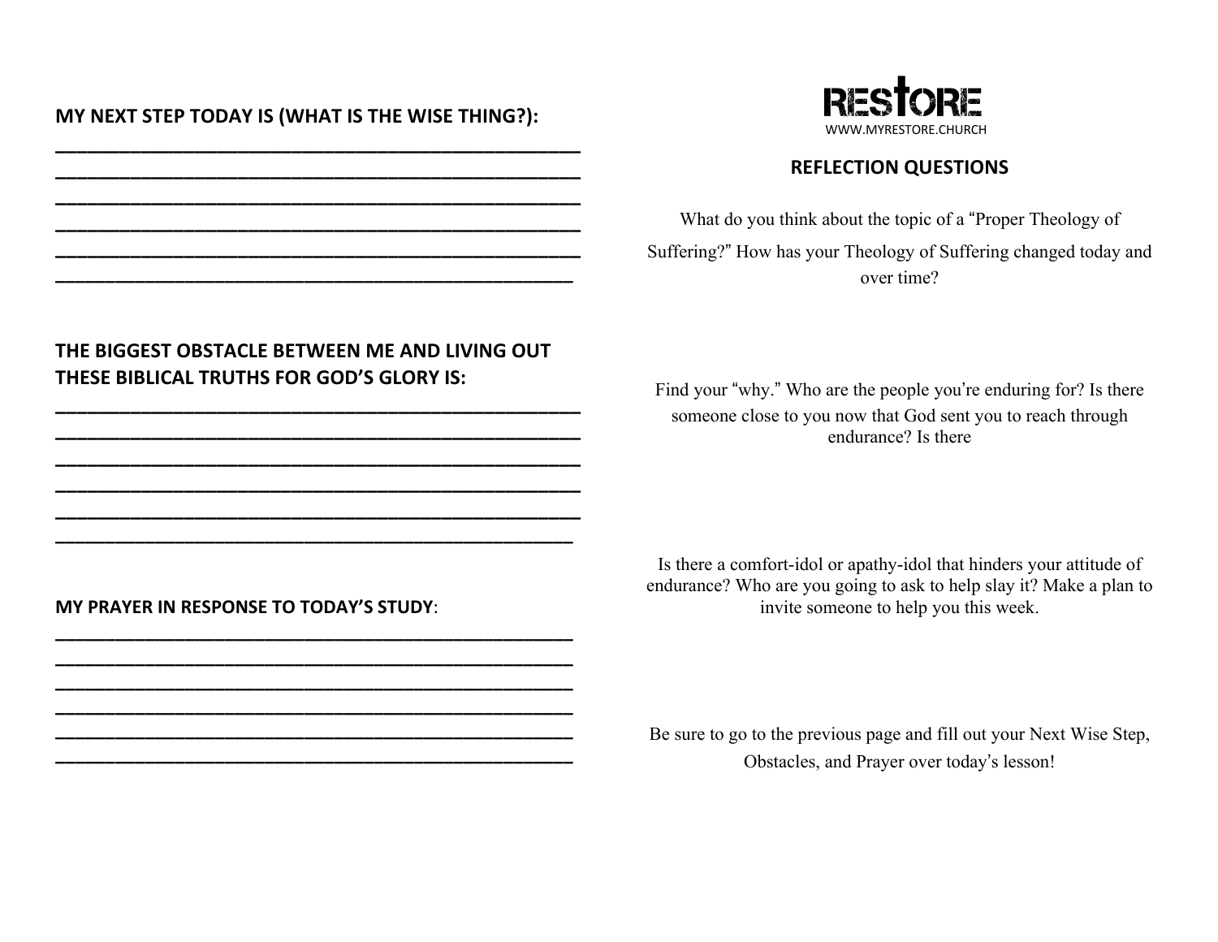## MY NEXT STEP TODAY IS (WHAT IS THE WISE THING?):

\_\_\_\_\_\_\_\_\_\_\_\_\_\_\_\_\_\_\_\_\_\_\_\_\_\_\_\_\_\_\_\_\_\_\_\_\_\_\_\_\_\_\_\_\_\_\_\_
\_\_\_\_\_\_\_\_\_\_\_\_\_\_\_\_\_\_\_\_\_\_\_\_\_\_\_\_\_\_\_\_\_\_\_\_\_\_\_\_\_\_\_\_\_\_\_\_
\_\_\_\_\_\_\_\_\_\_\_\_\_\_\_\_\_\_\_\_\_\_\_\_\_\_\_\_\_\_\_\_\_\_\_\_\_\_\_\_\_\_\_\_\_\_\_\_
\_\_\_\_\_\_\_\_\_\_\_\_\_\_\_\_\_\_\_\_\_\_\_\_\_\_\_\_\_\_\_\_\_\_\_\_\_\_\_\_\_\_\_\_\_\_\_\_
\_\_\_\_\_\_\_\_\_\_\_\_\_\_\_\_\_\_\_\_\_\_\_\_\_\_\_\_\_\_\_\_\_\_\_\_\_\_\_\_\_\_\_\_\_\_\_\_
\_\_\_\_\_\_\_\_\_\_\_\_\_\_\_\_\_\_\_\_\_\_\_\_\_\_\_\_\_\_\_\_\_\_\_\_\_\_\_\_\_\_\_\_\_\_\_\_

## THE BIGGEST OBSTACLE BETWEEN ME AND LIVING OUT THESE BIBLICAL TRUTHS FOR GOD'S GLORY IS:

\_\_\_\_\_\_\_\_\_\_\_\_\_\_\_\_\_\_\_\_\_\_\_\_\_\_\_\_\_\_\_\_\_\_\_\_\_\_\_\_\_\_\_\_\_\_\_\_
\_\_\_\_\_\_\_\_\_\_\_\_\_\_\_\_\_\_\_\_\_\_\_\_\_\_\_\_\_\_\_\_\_\_\_\_\_\_\_\_\_\_\_\_\_\_\_\_
\_\_\_\_\_\_\_\_\_\_\_\_\_\_\_\_\_\_\_\_\_\_\_\_\_\_\_\_\_\_\_\_\_\_\_\_\_\_\_\_\_\_\_\_\_\_\_\_
\_\_\_\_\_\_\_\_\_\_\_\_\_\_\_\_\_\_\_\_\_\_\_\_\_\_\_\_\_\_\_\_\_\_\_\_\_\_\_\_\_\_\_\_\_\_\_\_
\_\_\_\_\_\_\_\_\_\_\_\_\_\_\_\_\_\_\_\_\_\_\_\_\_\_\_\_\_\_\_\_\_\_\_\_\_\_\_\_\_\_\_\_\_\_\_\_
\_\_\_\_\_\_\_\_\_\_\_\_\_\_\_\_\_\_\_\_\_\_\_\_\_\_\_\_\_\_\_\_\_\_\_\_\_\_\_\_\_\_\_\_\_\_\_\_

## MY PRAYER IN RESPONSE TO TODAY'S STUDY:

\_\_\_\_\_\_\_\_\_\_\_\_\_\_\_\_\_\_\_\_\_\_\_\_\_\_\_\_\_\_\_\_\_\_\_\_\_\_\_\_\_\_\_\_\_\_\_\_
\_\_\_\_\_\_\_\_\_\_\_\_\_\_\_\_\_\_\_\_\_\_\_\_\_\_\_\_\_\_\_\_\_\_\_\_\_\_\_\_\_\_\_\_\_\_\_\_
\_\_\_\_\_\_\_\_\_\_\_\_\_\_\_\_\_\_\_\_\_\_\_\_\_\_\_\_\_\_\_\_\_\_\_\_\_\_\_\_\_\_\_\_\_\_\_\_
\_\_\_\_\_\_\_\_\_\_\_\_\_\_\_\_\_\_\_\_\_\_\_\_\_\_\_\_\_\_\_\_\_\_\_\_\_\_\_\_\_\_\_\_\_\_\_\_
\_\_\_\_\_\_\_\_\_\_\_\_\_\_\_\_\_\_\_\_\_\_\_\_\_\_\_\_\_\_\_\_\_\_\_\_\_\_\_\_\_\_\_\_\_\_\_\_
\_\_\_\_\_\_\_\_\_\_\_\_\_\_\_\_\_\_\_\_\_\_\_\_\_\_\_\_\_\_\_\_\_\_\_\_\_\_\_\_\_\_\_\_\_\_\_\_

# RESTORE

WWW.MYRESTORE.CHURCH

## REFLECTION QUESTIONS

What do you think about the topic of a "Proper Theology of Suffering?" How has your Theology of Suffering changed today and over time?

Find your "why." Who are the people you're enduring for? Is there someone close to you now that God sent you to reach through endurance? Is there

Is there a comfort-idol or apathy-idol that hinders your attitude of endurance? Who are you going to ask to help slay it? Make a plan to invite someone to help you this week.

Be sure to go to the previous page and fill out your Next Wise Step, Obstacles, and Prayer over today's lesson!